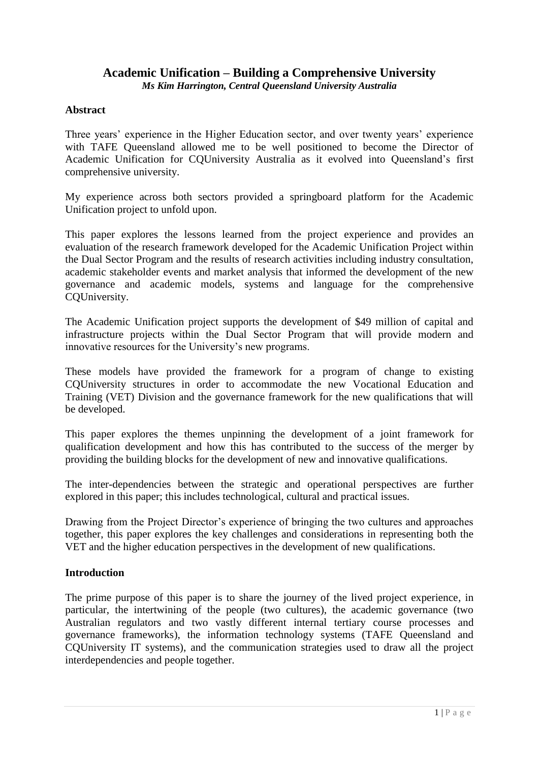# Academic Unification – Building a Comprehensive University

***Ms Kim Harrington, Central Queensland University Australia***

## Abstract

Three years' experience in the Higher Education sector, and over twenty years' experience with TAFE Queensland allowed me to be well positioned to become the Director of Academic Unification for CQUniversity Australia as it evolved into Queensland's first comprehensive university.

My experience across both sectors provided a springboard platform for the Academic Unification project to unfold upon.

This paper explores the lessons learned from the project experience and provides an evaluation of the research framework developed for the Academic Unification Project within the Dual Sector Program and the results of research activities including industry consultation, academic stakeholder events and market analysis that informed the development of the new governance and academic models, systems and language for the comprehensive CQUniversity.

The Academic Unification project supports the development of $49 million of capital and infrastructure projects within the Dual Sector Program that will provide modern and innovative resources for the University's new programs.

These models have provided the framework for a program of change to existing CQUniversity structures in order to accommodate the new Vocational Education and Training (VET) Division and the governance framework for the new qualifications that will be developed.

This paper explores the themes unpinning the development of a joint framework for qualification development and how this has contributed to the success of the merger by providing the building blocks for the development of new and innovative qualifications.

The inter-dependencies between the strategic and operational perspectives are further explored in this paper; this includes technological, cultural and practical issues.

Drawing from the Project Director's experience of bringing the two cultures and approaches together, this paper explores the key challenges and considerations in representing both the VET and the higher education perspectives in the development of new qualifications.

## Introduction

The prime purpose of this paper is to share the journey of the lived project experience, in particular, the intertwining of the people (two cultures), the academic governance (two Australian regulators and two vastly different internal tertiary course processes and governance frameworks), the information technology systems (TAFE Queensland and CQUniversity IT systems), and the communication strategies used to draw all the project interdependencies and people together.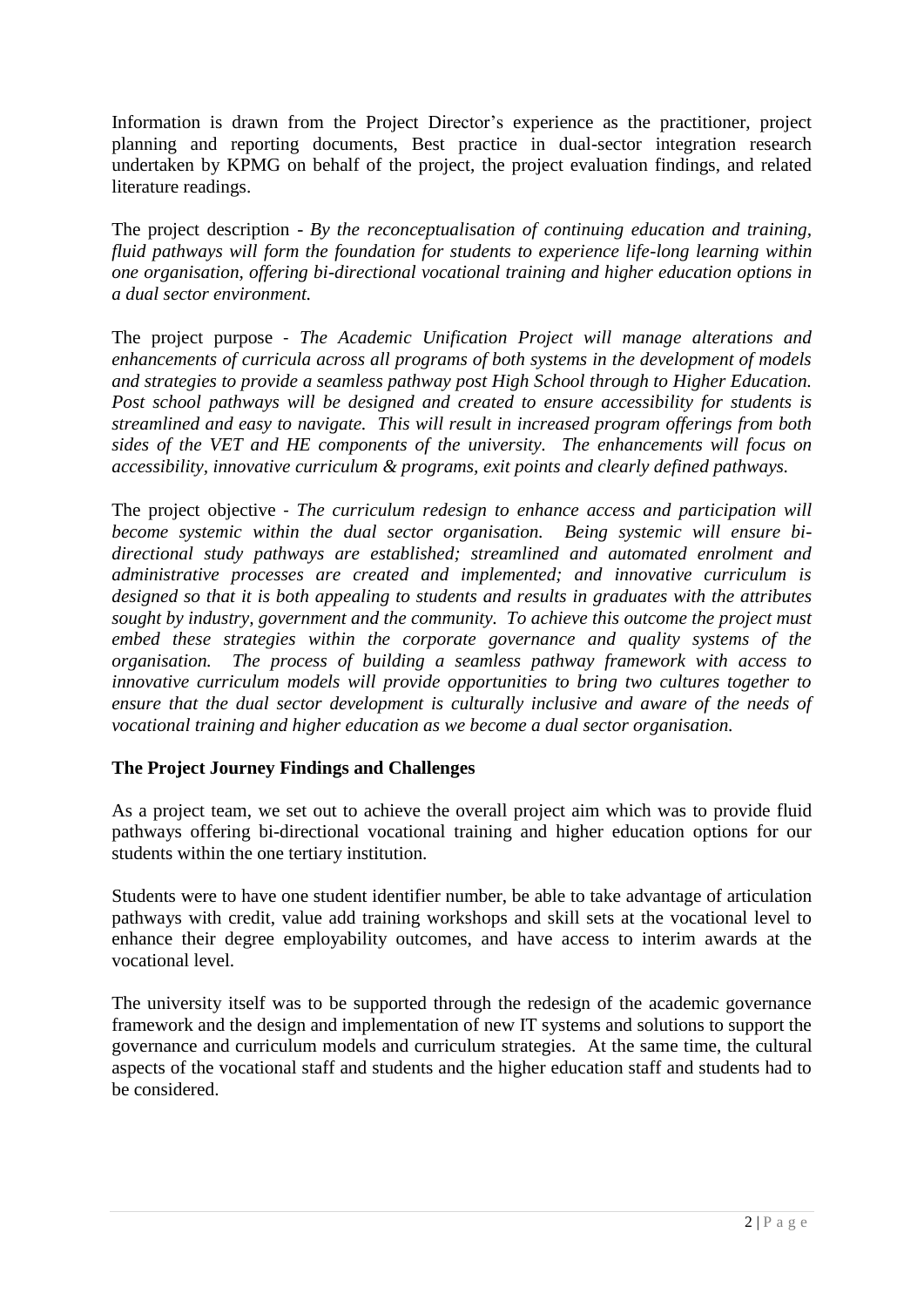Information is drawn from the Project Director's experience as the practitioner, project planning and reporting documents, Best practice in dual-sector integration research undertaken by KPMG on behalf of the project, the project evaluation findings, and related literature readings.

The project description - *By the reconceptualisation of continuing education and training, fluid pathways will form the foundation for students to experience life-long learning within one organisation, offering bi-directional vocational training and higher education options in a dual sector environment.*

The project purpose - *The Academic Unification Project will manage alterations and enhancements of curricula across all programs of both systems in the development of models and strategies to provide a seamless pathway post High School through to Higher Education. Post school pathways will be designed and created to ensure accessibility for students is streamlined and easy to navigate. This will result in increased program offerings from both sides of the VET and HE components of the university. The enhancements will focus on accessibility, innovative curriculum & programs, exit points and clearly defined pathways.*

The project objective - *The curriculum redesign to enhance access and participation will become systemic within the dual sector organisation. Being systemic will ensure bi-directional study pathways are established; streamlined and automated enrolment and administrative processes are created and implemented; and innovative curriculum is designed so that it is both appealing to students and results in graduates with the attributes sought by industry, government and the community. To achieve this outcome the project must embed these strategies within the corporate governance and quality systems of the organisation. The process of building a seamless pathway framework with access to innovative curriculum models will provide opportunities to bring two cultures together to ensure that the dual sector development is culturally inclusive and aware of the needs of vocational training and higher education as we become a dual sector organisation.*

**The Project Journey Findings and Challenges**

As a project team, we set out to achieve the overall project aim which was to provide fluid pathways offering bi-directional vocational training and higher education options for our students within the one tertiary institution.

Students were to have one student identifier number, be able to take advantage of articulation pathways with credit, value add training workshops and skill sets at the vocational level to enhance their degree employability outcomes, and have access to interim awards at the vocational level.

The university itself was to be supported through the redesign of the academic governance framework and the design and implementation of new IT systems and solutions to support the governance and curriculum models and curriculum strategies. At the same time, the cultural aspects of the vocational staff and students and the higher education staff and students had to be considered.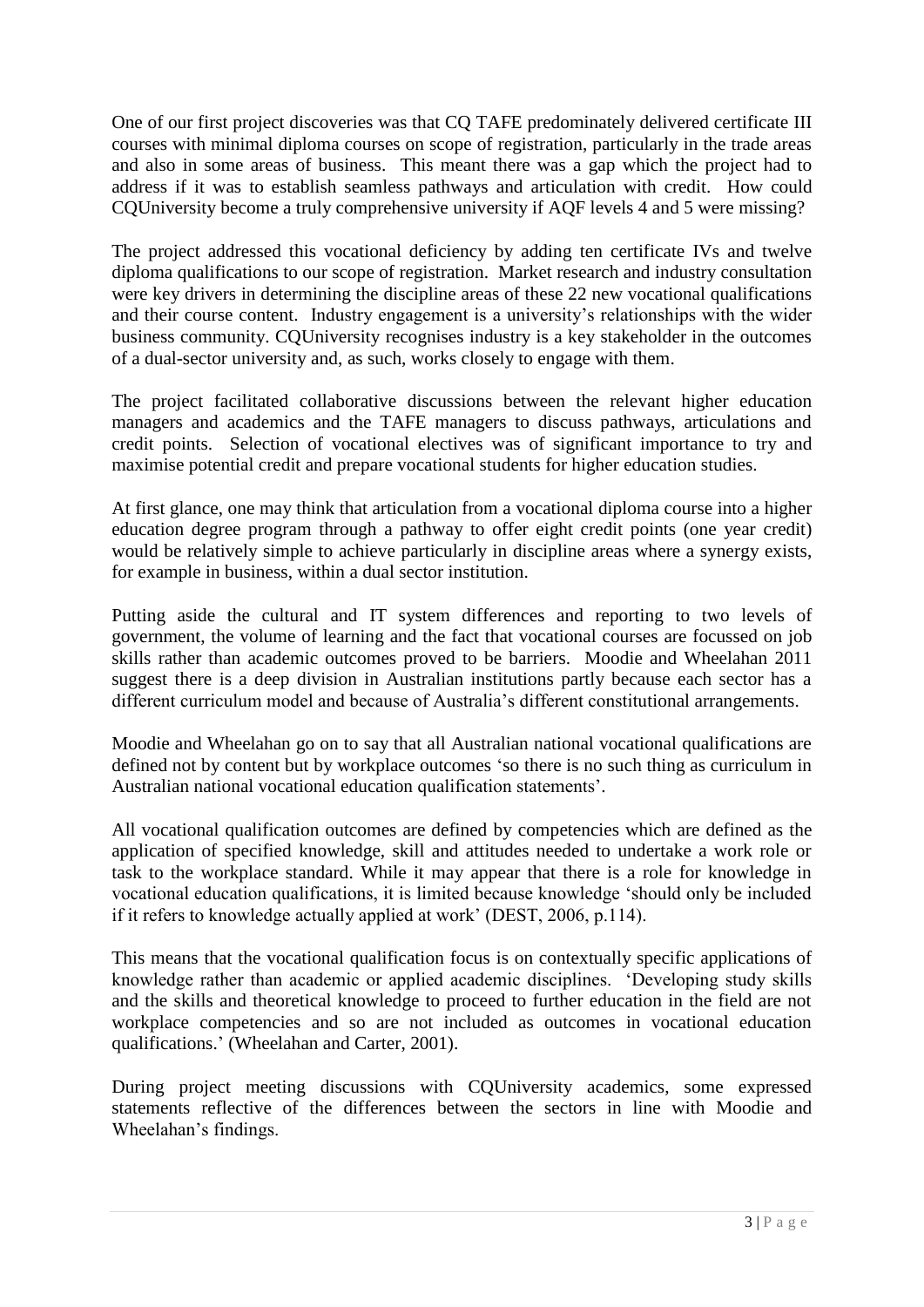One of our first project discoveries was that CQ TAFE predominately delivered certificate III courses with minimal diploma courses on scope of registration, particularly in the trade areas and also in some areas of business. This meant there was a gap which the project had to address if it was to establish seamless pathways and articulation with credit. How could CQUniversity become a truly comprehensive university if AQF levels 4 and 5 were missing?

The project addressed this vocational deficiency by adding ten certificate IVs and twelve diploma qualifications to our scope of registration. Market research and industry consultation were key drivers in determining the discipline areas of these 22 new vocational qualifications and their course content. Industry engagement is a university's relationships with the wider business community. CQUniversity recognises industry is a key stakeholder in the outcomes of a dual-sector university and, as such, works closely to engage with them.

The project facilitated collaborative discussions between the relevant higher education managers and academics and the TAFE managers to discuss pathways, articulations and credit points. Selection of vocational electives was of significant importance to try and maximise potential credit and prepare vocational students for higher education studies.

At first glance, one may think that articulation from a vocational diploma course into a higher education degree program through a pathway to offer eight credit points (one year credit) would be relatively simple to achieve particularly in discipline areas where a synergy exists, for example in business, within a dual sector institution.

Putting aside the cultural and IT system differences and reporting to two levels of government, the volume of learning and the fact that vocational courses are focussed on job skills rather than academic outcomes proved to be barriers. Moodie and Wheelahan 2011 suggest there is a deep division in Australian institutions partly because each sector has a different curriculum model and because of Australia's different constitutional arrangements.

Moodie and Wheelahan go on to say that all Australian national vocational qualifications are defined not by content but by workplace outcomes 'so there is no such thing as curriculum in Australian national vocational education qualification statements'.

All vocational qualification outcomes are defined by competencies which are defined as the application of specified knowledge, skill and attitudes needed to undertake a work role or task to the workplace standard. While it may appear that there is a role for knowledge in vocational education qualifications, it is limited because knowledge 'should only be included if it refers to knowledge actually applied at work' (DEST, 2006, p.114).

This means that the vocational qualification focus is on contextually specific applications of knowledge rather than academic or applied academic disciplines. 'Developing study skills and the skills and theoretical knowledge to proceed to further education in the field are not workplace competencies and so are not included as outcomes in vocational education qualifications.' (Wheelahan and Carter, 2001).

During project meeting discussions with CQUniversity academics, some expressed statements reflective of the differences between the sectors in line with Moodie and Wheelahan's findings.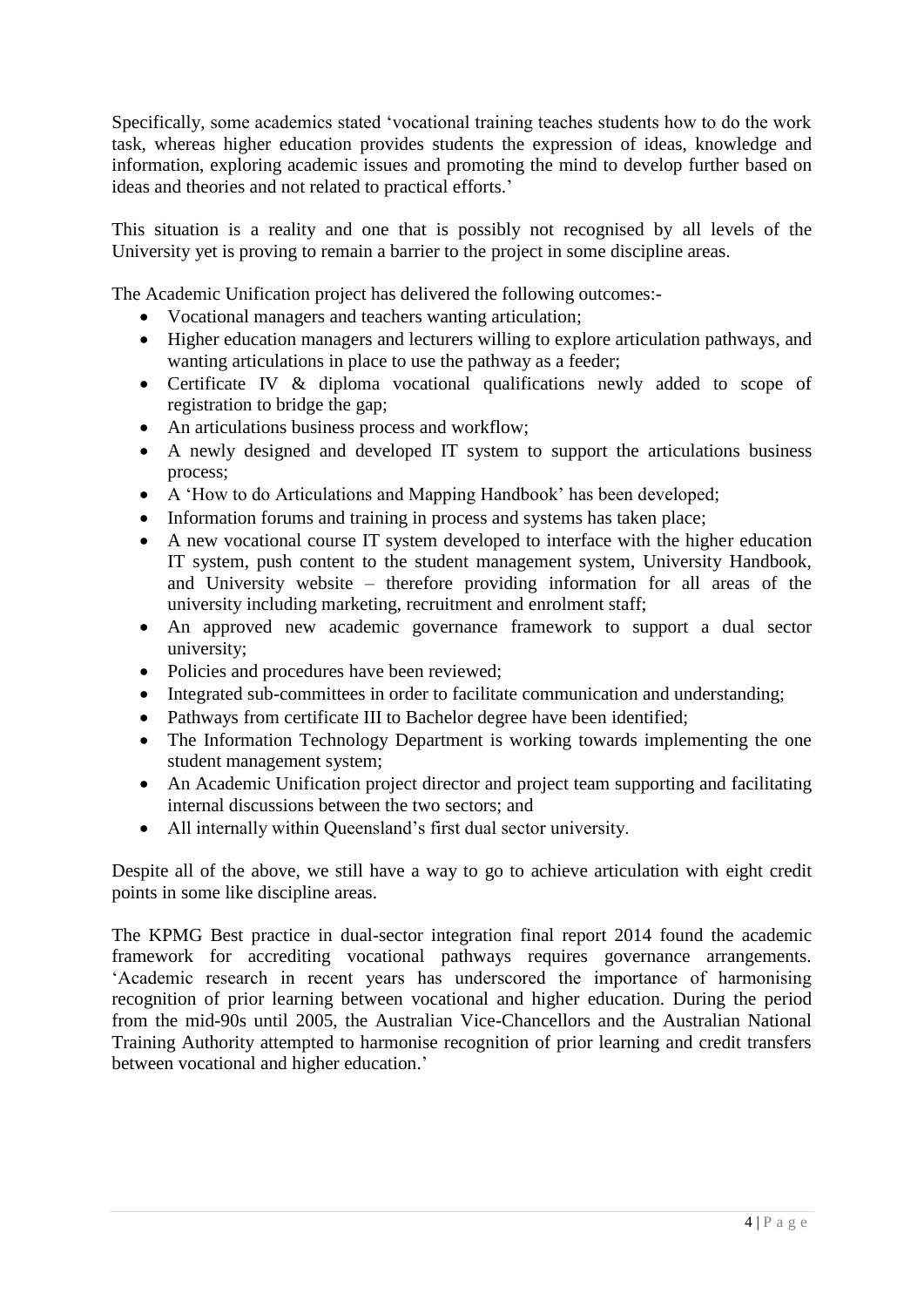Specifically, some academics stated 'vocational training teaches students how to do the work task, whereas higher education provides students the expression of ideas, knowledge and information, exploring academic issues and promoting the mind to develop further based on ideas and theories and not related to practical efforts.'

This situation is a reality and one that is possibly not recognised by all levels of the University yet is proving to remain a barrier to the project in some discipline areas.

The Academic Unification project has delivered the following outcomes:-

- Vocational managers and teachers wanting articulation;
- Higher education managers and lecturers willing to explore articulation pathways, and wanting articulations in place to use the pathway as a feeder;
- Certificate IV & diploma vocational qualifications newly added to scope of registration to bridge the gap;
- An articulations business process and workflow;
- A newly designed and developed IT system to support the articulations business process;
- A 'How to do Articulations and Mapping Handbook' has been developed;
- Information forums and training in process and systems has taken place;
- A new vocational course IT system developed to interface with the higher education IT system, push content to the student management system, University Handbook, and University website – therefore providing information for all areas of the university including marketing, recruitment and enrolment staff;
- An approved new academic governance framework to support a dual sector university;
- Policies and procedures have been reviewed;
- Integrated sub-committees in order to facilitate communication and understanding;
- Pathways from certificate III to Bachelor degree have been identified;
- The Information Technology Department is working towards implementing the one student management system;
- An Academic Unification project director and project team supporting and facilitating internal discussions between the two sectors; and
- All internally within Queensland's first dual sector university.

Despite all of the above, we still have a way to go to achieve articulation with eight credit points in some like discipline areas.

The KPMG Best practice in dual-sector integration final report 2014 found the academic framework for accrediting vocational pathways requires governance arrangements. 'Academic research in recent years has underscored the importance of harmonising recognition of prior learning between vocational and higher education. During the period from the mid-90s until 2005, the Australian Vice-Chancellors and the Australian National Training Authority attempted to harmonise recognition of prior learning and credit transfers between vocational and higher education.'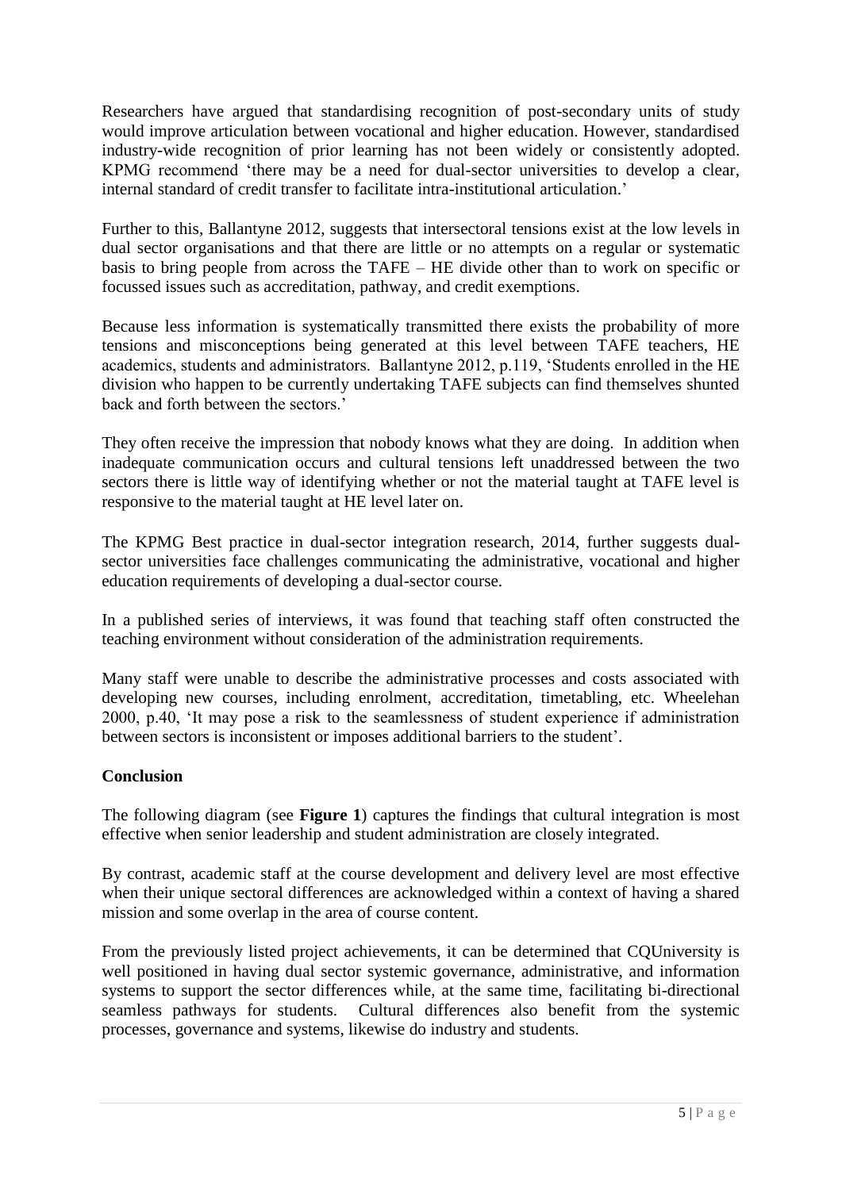Researchers have argued that standardising recognition of post-secondary units of study would improve articulation between vocational and higher education. However, standardised industry-wide recognition of prior learning has not been widely or consistently adopted. KPMG recommend 'there may be a need for dual-sector universities to develop a clear, internal standard of credit transfer to facilitate intra-institutional articulation.'

Further to this, Ballantyne 2012, suggests that intersectoral tensions exist at the low levels in dual sector organisations and that there are little or no attempts on a regular or systematic basis to bring people from across the TAFE – HE divide other than to work on specific or focussed issues such as accreditation, pathway, and credit exemptions.

Because less information is systematically transmitted there exists the probability of more tensions and misconceptions being generated at this level between TAFE teachers, HE academics, students and administrators. Ballantyne 2012, p.119, 'Students enrolled in the HE division who happen to be currently undertaking TAFE subjects can find themselves shunted back and forth between the sectors.'

They often receive the impression that nobody knows what they are doing. In addition when inadequate communication occurs and cultural tensions left unaddressed between the two sectors there is little way of identifying whether or not the material taught at TAFE level is responsive to the material taught at HE level later on.

The KPMG Best practice in dual-sector integration research, 2014, further suggests dual-sector universities face challenges communicating the administrative, vocational and higher education requirements of developing a dual-sector course.

In a published series of interviews, it was found that teaching staff often constructed the teaching environment without consideration of the administration requirements.

Many staff were unable to describe the administrative processes and costs associated with developing new courses, including enrolment, accreditation, timetabling, etc. Wheelehan 2000, p.40, 'It may pose a risk to the seamlessness of student experience if administration between sectors is inconsistent or imposes additional barriers to the student'.

**Conclusion**

The following diagram (see **Figure 1**) captures the findings that cultural integration is most effective when senior leadership and student administration are closely integrated.

By contrast, academic staff at the course development and delivery level are most effective when their unique sectoral differences are acknowledged within a context of having a shared mission and some overlap in the area of course content.

From the previously listed project achievements, it can be determined that CQUniversity is well positioned in having dual sector systemic governance, administrative, and information systems to support the sector differences while, at the same time, facilitating bi-directional seamless pathways for students. Cultural differences also benefit from the systemic processes, governance and systems, likewise do industry and students.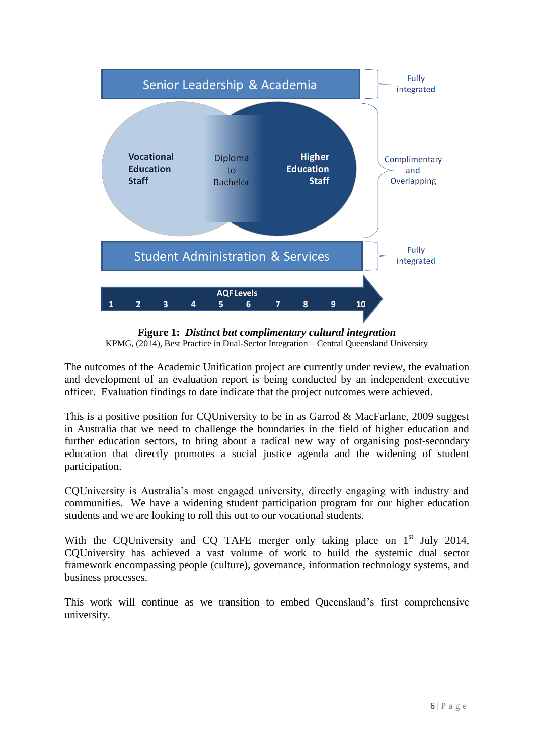Senior Leadership & Academia — Fully integrated

Vocational Education Staff | Diploma to Bachelor | Higher Education Staff — Complimentary and Overlapping

Student Administration & Services — Fully integrated

AQF Levels: 1 2 3 4 5 6 7 8 9 10

**Figure 1:** ***Distinct but complimentary cultural integration***
KPMG, (2014), Best Practice in Dual-Sector Integration – Central Queensland University

The outcomes of the Academic Unification project are currently under review, the evaluation and development of an evaluation report is being conducted by an independent executive officer. Evaluation findings to date indicate that the project outcomes were achieved.

This is a positive position for CQUniversity to be in as Garrod & MacFarlane, 2009 suggest in Australia that we need to challenge the boundaries in the field of higher education and further education sectors, to bring about a radical new way of organising post-secondary education that directly promotes a social justice agenda and the widening of student participation.

CQUniversity is Australia's most engaged university, directly engaging with industry and communities. We have a widening student participation program for our higher education students and we are looking to roll this out to our vocational students.

With the CQUniversity and CQ TAFE merger only taking place on 1st July 2014, CQUniversity has achieved a vast volume of work to build the systemic dual sector framework encompassing people (culture), governance, information technology systems, and business processes.

This work will continue as we transition to embed Queensland's first comprehensive university.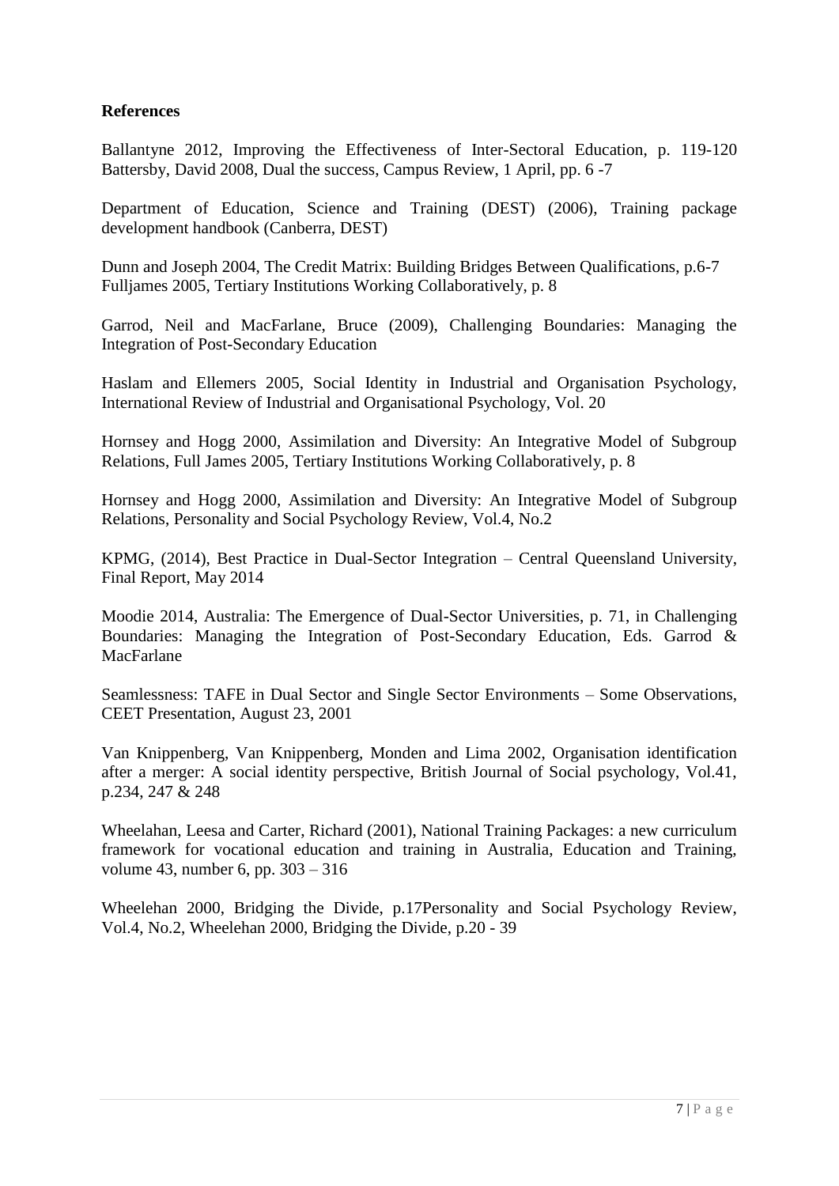**References**

Ballantyne 2012, Improving the Effectiveness of Inter-Sectoral Education, p. 119-120
Battersby, David 2008, Dual the success, Campus Review, 1 April, pp. 6 -7

Department of Education, Science and Training (DEST) (2006), Training package development handbook (Canberra, DEST)

Dunn and Joseph 2004, The Credit Matrix: Building Bridges Between Qualifications, p.6-7
Fulljames 2005, Tertiary Institutions Working Collaboratively, p. 8

Garrod, Neil and MacFarlane, Bruce (2009), Challenging Boundaries: Managing the Integration of Post-Secondary Education

Haslam and Ellemers 2005, Social Identity in Industrial and Organisation Psychology, International Review of Industrial and Organisational Psychology, Vol. 20

Hornsey and Hogg 2000, Assimilation and Diversity: An Integrative Model of Subgroup Relations, Full James 2005, Tertiary Institutions Working Collaboratively, p. 8

Hornsey and Hogg 2000, Assimilation and Diversity: An Integrative Model of Subgroup Relations, Personality and Social Psychology Review, Vol.4, No.2

KPMG, (2014), Best Practice in Dual-Sector Integration – Central Queensland University, Final Report, May 2014

Moodie 2014, Australia: The Emergence of Dual-Sector Universities, p. 71, in Challenging Boundaries: Managing the Integration of Post-Secondary Education, Eds. Garrod & MacFarlane

Seamlessness: TAFE in Dual Sector and Single Sector Environments – Some Observations, CEET Presentation, August 23, 2001

Van Knippenberg, Van Knippenberg, Monden and Lima 2002, Organisation identification after a merger: A social identity perspective, British Journal of Social psychology, Vol.41, p.234, 247 & 248

Wheelahan, Leesa and Carter, Richard (2001), National Training Packages: a new curriculum framework for vocational education and training in Australia, Education and Training, volume 43, number 6, pp. 303 – 316

Wheelehan 2000, Bridging the Divide, p.17Personality and Social Psychology Review, Vol.4, No.2, Wheelehan 2000, Bridging the Divide, p.20 - 39